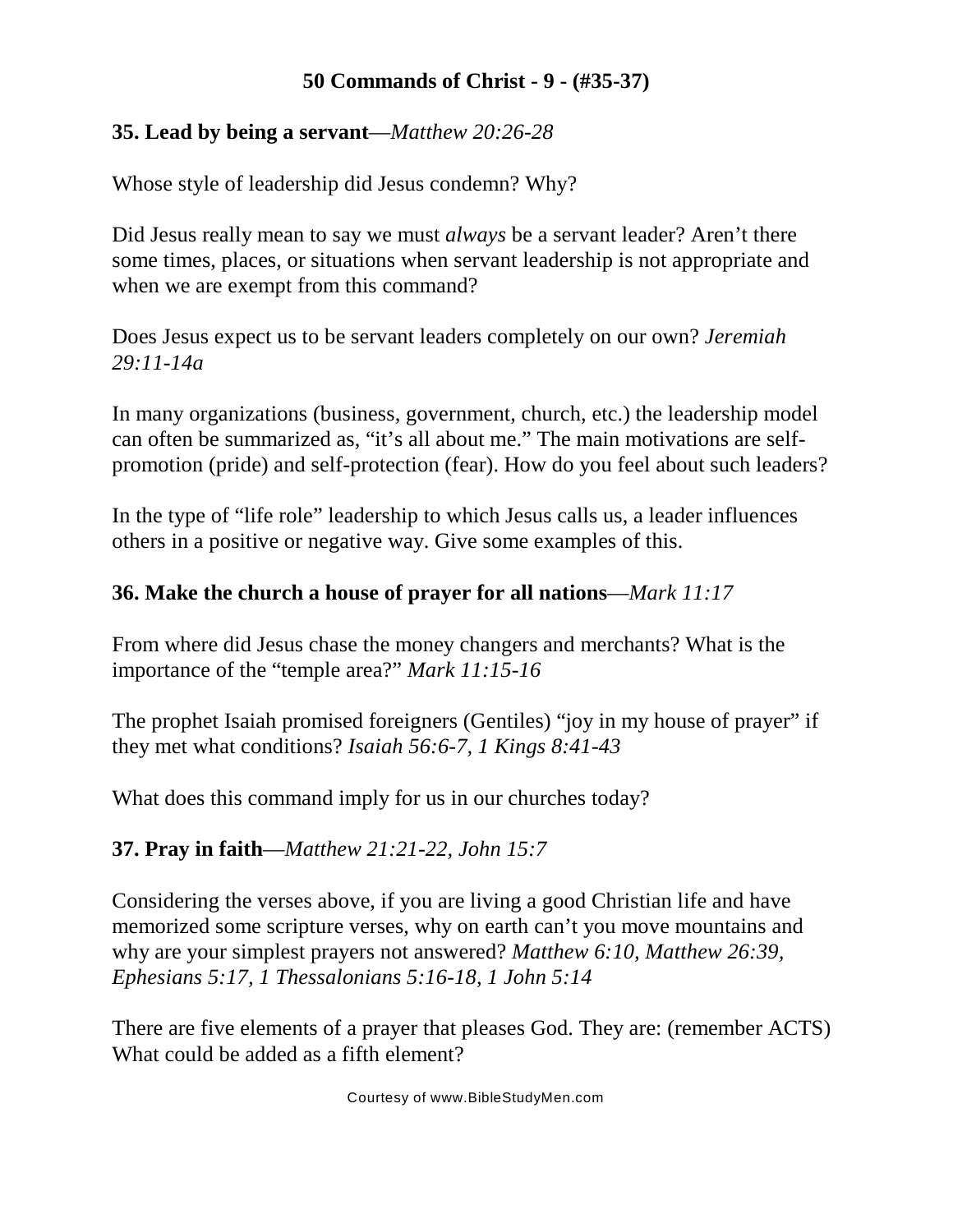# 50 Commands of Christ - 9 - (#35-37)

**35. Lead by being a servant**—*Matthew 20:26-28*

Whose style of leadership did Jesus condemn? Why?

Did Jesus really mean to say we must *always* be a servant leader? Aren't there some times, places, or situations when servant leadership is not appropriate and when we are exempt from this command?

Does Jesus expect us to be servant leaders completely on our own? *Jeremiah 29:11-14a*

In many organizations (business, government, church, etc.) the leadership model can often be summarized as, "it's all about me." The main motivations are self-promotion (pride) and self-protection (fear). How do you feel about such leaders?

In the type of "life role" leadership to which Jesus calls us, a leader influences others in a positive or negative way. Give some examples of this.

**36. Make the church a house of prayer for all nations**—*Mark 11:17*

From where did Jesus chase the money changers and merchants? What is the importance of the "temple area?" *Mark 11:15-16*

The prophet Isaiah promised foreigners (Gentiles) "joy in my house of prayer" if they met what conditions? *Isaiah 56:6-7, 1 Kings 8:41-43*

What does this command imply for us in our churches today?

**37. Pray in faith**—*Matthew 21:21-22, John 15:7*

Considering the verses above, if you are living a good Christian life and have memorized some scripture verses, why on earth can't you move mountains and why are your simplest prayers not answered? *Matthew 6:10, Matthew 26:39, Ephesians 5:17, 1 Thessalonians 5:16-18, 1 John 5:14*

There are five elements of a prayer that pleases God. They are: (remember ACTS) What could be added as a fifth element?

Courtesy of www.BibleStudyMen.com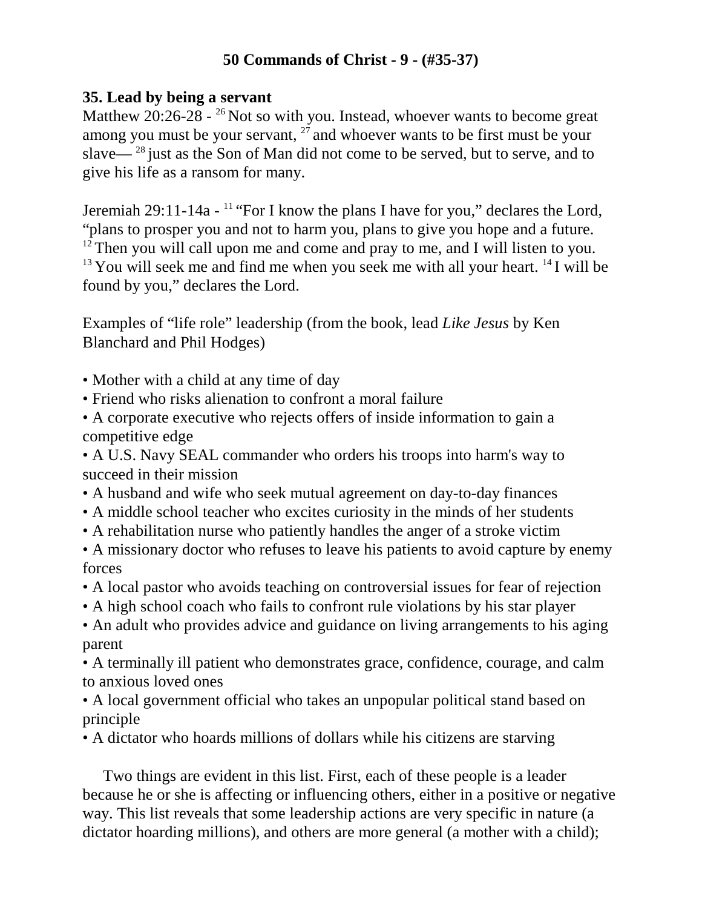## 50 Commands of Christ - 9 - (#35-37)

### 35. Lead by being a servant

Matthew 20:26-28 - [26] Not so with you. Instead, whoever wants to become great among you must be your servant, [27] and whoever wants to be first must be your slave— [28] just as the Son of Man did not come to be served, but to serve, and to give his life as a ransom for many.

Jeremiah 29:11-14a - [11] "For I know the plans I have for you," declares the Lord, "plans to prosper you and not to harm you, plans to give you hope and a future. [12] Then you will call upon me and come and pray to me, and I will listen to you. [13] You will seek me and find me when you seek me with all your heart. [14] I will be found by you," declares the Lord.

Examples of "life role" leadership (from the book, lead *Like Jesus* by Ken Blanchard and Phil Hodges)

- Mother with a child at any time of day
- Friend who risks alienation to confront a moral failure
- A corporate executive who rejects offers of inside information to gain a competitive edge
- A U.S. Navy SEAL commander who orders his troops into harm's way to succeed in their mission
- A husband and wife who seek mutual agreement on day-to-day finances
- A middle school teacher who excites curiosity in the minds of her students
- A rehabilitation nurse who patiently handles the anger of a stroke victim
- A missionary doctor who refuses to leave his patients to avoid capture by enemy forces
- A local pastor who avoids teaching on controversial issues for fear of rejection
- A high school coach who fails to confront rule violations by his star player
- An adult who provides advice and guidance on living arrangements to his aging parent
- A terminally ill patient who demonstrates grace, confidence, courage, and calm to anxious loved ones
- A local government official who takes an unpopular political stand based on principle
- A dictator who hoards millions of dollars while his citizens are starving

Two things are evident in this list. First, each of these people is a leader because he or she is affecting or influencing others, either in a positive or negative way. This list reveals that some leadership actions are very specific in nature (a dictator hoarding millions), and others are more general (a mother with a child);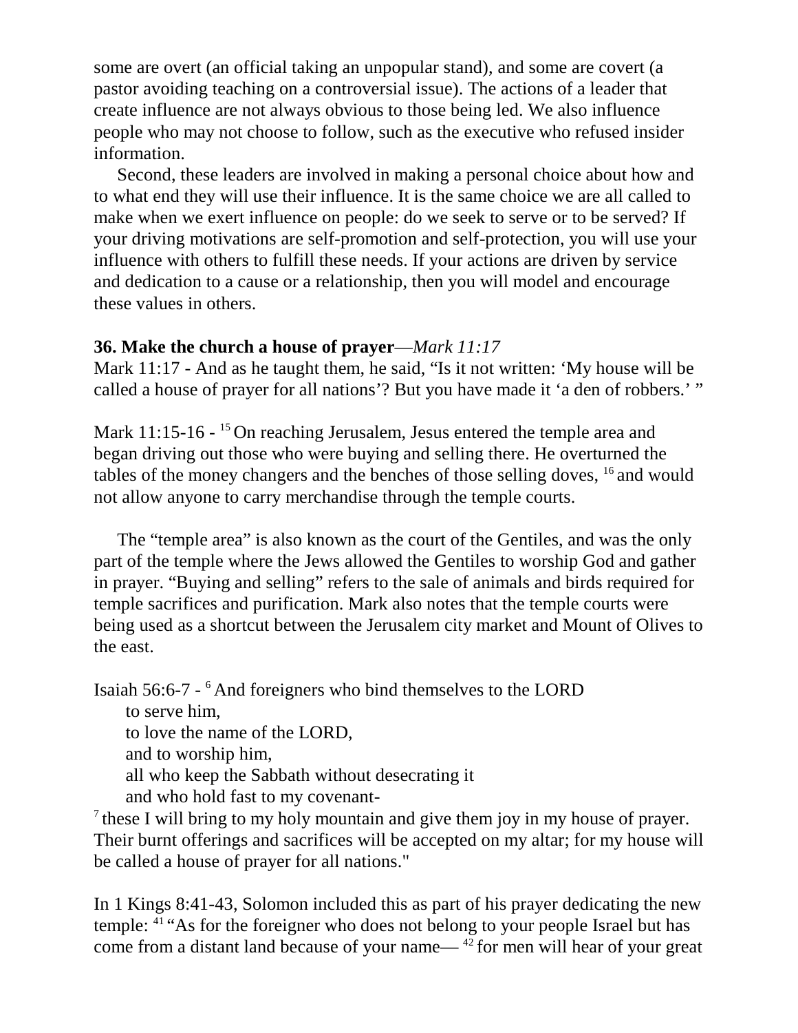some are overt (an official taking an unpopular stand), and some are covert (a pastor avoiding teaching on a controversial issue). The actions of a leader that create influence are not always obvious to those being led. We also influence people who may not choose to follow, such as the executive who refused insider information.

Second, these leaders are involved in making a personal choice about how and to what end they will use their influence. It is the same choice we are all called to make when we exert influence on people: do we seek to serve or to be served? If your driving motivations are self-promotion and self-protection, you will use your influence with others to fulfill these needs. If your actions are driven by service and dedication to a cause or a relationship, then you will model and encourage these values in others.

**36. Make the church a house of prayer**—*Mark 11:17*

Mark 11:17 - And as he taught them, he said, "Is it not written: 'My house will be called a house of prayer for all nations'? But you have made it 'a den of robbers.' "

Mark 11:15-16 - [15] On reaching Jerusalem, Jesus entered the temple area and began driving out those who were buying and selling there. He overturned the tables of the money changers and the benches of those selling doves, [16] and would not allow anyone to carry merchandise through the temple courts.

The "temple area" is also known as the court of the Gentiles, and was the only part of the temple where the Jews allowed the Gentiles to worship God and gather in prayer. "Buying and selling" refers to the sale of animals and birds required for temple sacrifices and purification. Mark also notes that the temple courts were being used as a shortcut between the Jerusalem city market and Mount of Olives to the east.

Isaiah 56:6-7 - [6] And foreigners who bind themselves to the LORD
to serve him,
to love the name of the LORD,
and to worship him,
all who keep the Sabbath without desecrating it
and who hold fast to my covenant-
[7] these I will bring to my holy mountain and give them joy in my house of prayer. Their burnt offerings and sacrifices will be accepted on my altar; for my house will be called a house of prayer for all nations."

In 1 Kings 8:41-43, Solomon included this as part of his prayer dedicating the new temple: [41] "As for the foreigner who does not belong to your people Israel but has come from a distant land because of your name— [42] for men will hear of your great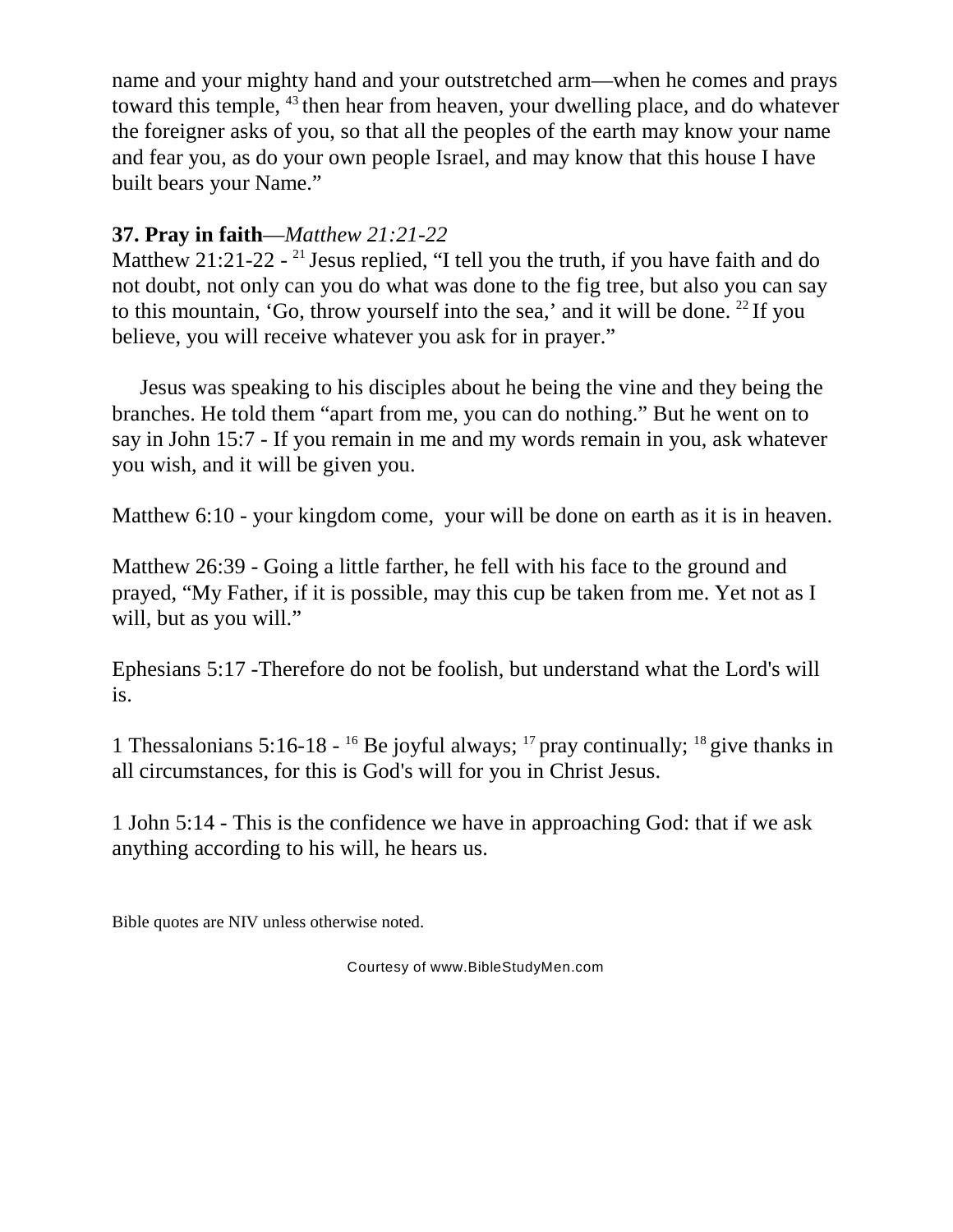name and your mighty hand and your outstretched arm—when he comes and prays toward this temple, [43] then hear from heaven, your dwelling place, and do whatever the foreigner asks of you, so that all the peoples of the earth may know your name and fear you, as do your own people Israel, and may know that this house I have built bears your Name."

**37. Pray in faith**—*Matthew 21:21-22*

Matthew 21:21-22 - [21] Jesus replied, "I tell you the truth, if you have faith and do not doubt, not only can you do what was done to the fig tree, but also you can say to this mountain, 'Go, throw yourself into the sea,' and it will be done. [22] If you believe, you will receive whatever you ask for in prayer."

Jesus was speaking to his disciples about he being the vine and they being the branches. He told them "apart from me, you can do nothing." But he went on to say in John 15:7 - If you remain in me and my words remain in you, ask whatever you wish, and it will be given you.

Matthew 6:10 - your kingdom come, your will be done on earth as it is in heaven.

Matthew 26:39 - Going a little farther, he fell with his face to the ground and prayed, "My Father, if it is possible, may this cup be taken from me. Yet not as I will, but as you will."

Ephesians 5:17 -Therefore do not be foolish, but understand what the Lord's will is.

1 Thessalonians 5:16-18 - [16] Be joyful always; [17] pray continually; [18] give thanks in all circumstances, for this is God's will for you in Christ Jesus.

1 John 5:14 - This is the confidence we have in approaching God: that if we ask anything according to his will, he hears us.

Bible quotes are NIV unless otherwise noted.

Courtesy of www.BibleStudyMen.com